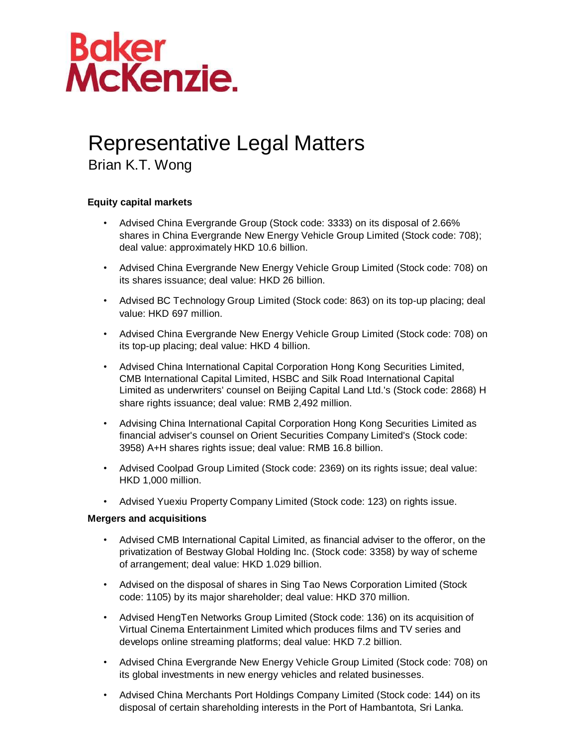Baker McKenzie.

# Representative Legal Matters

## Brian K.T. Wong

**Equity capital markets**

- Advised China Evergrande Group (Stock code: 3333) on its disposal of 2.66% shares in China Evergrande New Energy Vehicle Group Limited (Stock code: 708); deal value: approximately HKD 10.6 billion.
- Advised China Evergrande New Energy Vehicle Group Limited (Stock code: 708) on its shares issuance; deal value: HKD 26 billion.
- Advised BC Technology Group Limited (Stock code: 863) on its top-up placing; deal value: HKD 697 million.
- Advised China Evergrande New Energy Vehicle Group Limited (Stock code: 708) on its top-up placing; deal value: HKD 4 billion.
- Advised China International Capital Corporation Hong Kong Securities Limited, CMB International Capital Limited, HSBC and Silk Road International Capital Limited as underwriters' counsel on Beijing Capital Land Ltd.'s (Stock code: 2868) H share rights issuance; deal value: RMB 2,492 million.
- Advising China International Capital Corporation Hong Kong Securities Limited as financial adviser's counsel on Orient Securities Company Limited's (Stock code: 3958) A+H shares rights issue; deal value: RMB 16.8 billion.
- Advised Coolpad Group Limited (Stock code: 2369) on its rights issue; deal value: HKD 1,000 million.
- Advised Yuexiu Property Company Limited (Stock code: 123) on rights issue.

**Mergers and acquisitions**

- Advised CMB International Capital Limited, as financial adviser to the offeror, on the privatization of Bestway Global Holding Inc. (Stock code: 3358) by way of scheme of arrangement; deal value: HKD 1.029 billion.
- Advised on the disposal of shares in Sing Tao News Corporation Limited (Stock code: 1105) by its major shareholder; deal value: HKD 370 million.
- Advised HengTen Networks Group Limited (Stock code: 136) on its acquisition of Virtual Cinema Entertainment Limited which produces films and TV series and develops online streaming platforms; deal value: HKD 7.2 billion.
- Advised China Evergrande New Energy Vehicle Group Limited (Stock code: 708) on its global investments in new energy vehicles and related businesses.
- Advised China Merchants Port Holdings Company Limited (Stock code: 144) on its disposal of certain shareholding interests in the Port of Hambantota, Sri Lanka.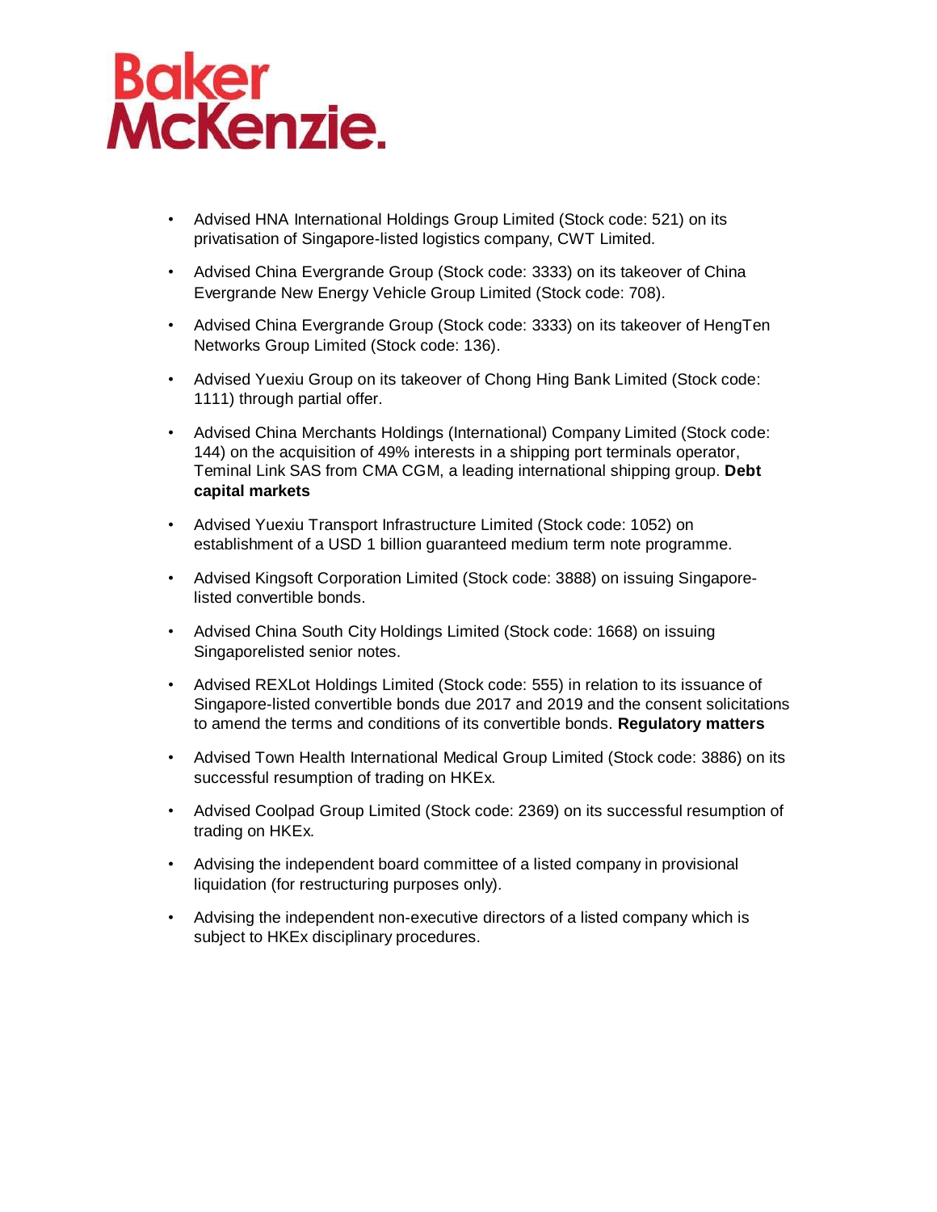Baker McKenzie.

- Advised HNA International Holdings Group Limited (Stock code: 521) on its privatisation of Singapore-listed logistics company, CWT Limited.
- Advised China Evergrande Group (Stock code: 3333) on its takeover of China Evergrande New Energy Vehicle Group Limited (Stock code: 708).
- Advised China Evergrande Group (Stock code: 3333) on its takeover of HengTen Networks Group Limited (Stock code: 136).
- Advised Yuexiu Group on its takeover of Chong Hing Bank Limited (Stock code: 1111) through partial offer.
- Advised China Merchants Holdings (International) Company Limited (Stock code: 144) on the acquisition of 49% interests in a shipping port terminals operator, Teminal Link SAS from CMA CGM, a leading international shipping group. **Debt capital markets**
- Advised Yuexiu Transport Infrastructure Limited (Stock code: 1052) on establishment of a USD 1 billion guaranteed medium term note programme.
- Advised Kingsoft Corporation Limited (Stock code: 3888) on issuing Singapore-listed convertible bonds.
- Advised China South City Holdings Limited (Stock code: 1668) on issuing Singaporelisted senior notes.
- Advised REXLot Holdings Limited (Stock code: 555) in relation to its issuance of Singapore-listed convertible bonds due 2017 and 2019 and the consent solicitations to amend the terms and conditions of its convertible bonds. **Regulatory matters**
- Advised Town Health International Medical Group Limited (Stock code: 3886) on its successful resumption of trading on HKEx.
- Advised Coolpad Group Limited (Stock code: 2369) on its successful resumption of trading on HKEx.
- Advising the independent board committee of a listed company in provisional liquidation (for restructuring purposes only).
- Advising the independent non-executive directors of a listed company which is subject to HKEx disciplinary procedures.